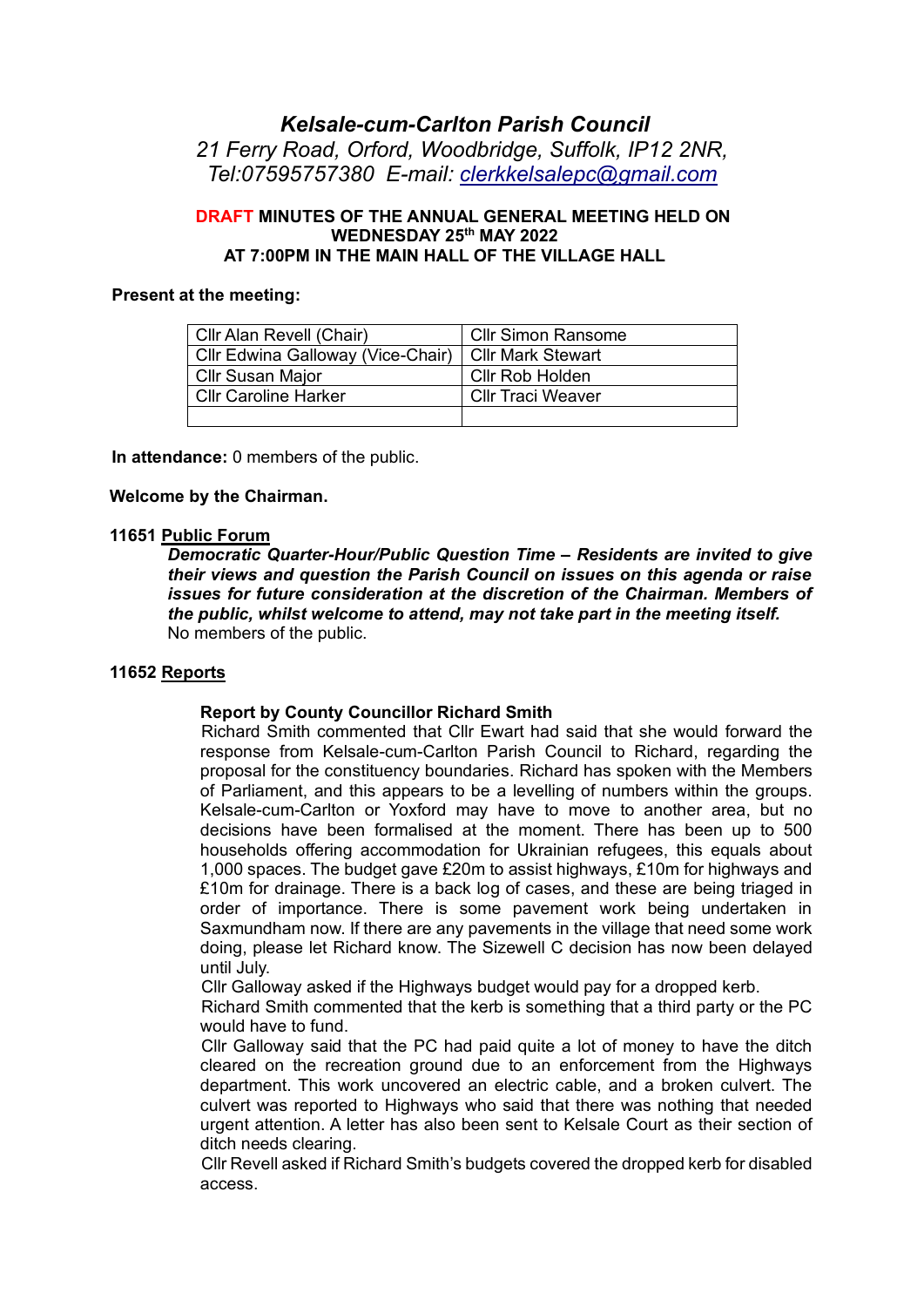# *Kelsale-cum-Carlton Parish Council*

*21 Ferry Road, Orford, Woodbridge, Suffolk, IP12 2NR,*
*Tel:07595757380 E-mail: clerkkelsalepc@gmail.com*

**DRAFT MINUTES OF THE ANNUAL GENERAL MEETING HELD ON WEDNESDAY 25th MAY 2022 AT 7:00PM IN THE MAIN HALL OF THE VILLAGE HALL**

**Present at the meeting:**

| | |
|---|---|
| Cllr Alan Revell (Chair) | Cllr Simon Ransome |
| Cllr Edwina Galloway (Vice-Chair) | Cllr Mark Stewart |
| Cllr Susan Major | Cllr Rob Holden |
| Cllr Caroline Harker | Cllr Traci Weaver |
| | |

**In attendance:** 0 members of the public.

**Welcome by the Chairman.**

**11651 Public Forum**

***Democratic Quarter-Hour/Public Question Time – Residents are invited to give their views and question the Parish Council on issues on this agenda or raise issues for future consideration at the discretion of the Chairman. Members of the public, whilst welcome to attend, may not take part in the meeting itself.***
No members of the public.

**11652 Reports**

**Report by County Councillor Richard Smith**

Richard Smith commented that Cllr Ewart had said that she would forward the response from Kelsale-cum-Carlton Parish Council to Richard, regarding the proposal for the constituency boundaries. Richard has spoken with the Members of Parliament, and this appears to be a levelling of numbers within the groups. Kelsale-cum-Carlton or Yoxford may have to move to another area, but no decisions have been formalised at the moment. There has been up to 500 households offering accommodation for Ukrainian refugees, this equals about 1,000 spaces. The budget gave £20m to assist highways, £10m for highways and £10m for drainage. There is a back log of cases, and these are being triaged in order of importance. There is some pavement work being undertaken in Saxmundham now. If there are any pavements in the village that need some work doing, please let Richard know. The Sizewell C decision has now been delayed until July.

Cllr Galloway asked if the Highways budget would pay for a dropped kerb.

Richard Smith commented that the kerb is something that a third party or the PC would have to fund.

Cllr Galloway said that the PC had paid quite a lot of money to have the ditch cleared on the recreation ground due to an enforcement from the Highways department. This work uncovered an electric cable, and a broken culvert. The culvert was reported to Highways who said that there was nothing that needed urgent attention. A letter has also been sent to Kelsale Court as their section of ditch needs clearing.

Cllr Revell asked if Richard Smith's budgets covered the dropped kerb for disabled access.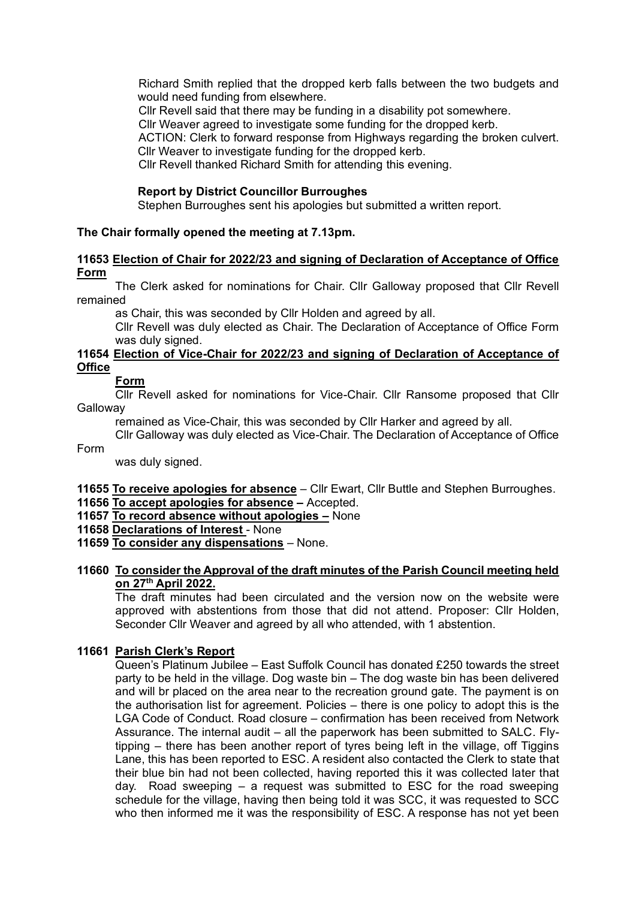Richard Smith replied that the dropped kerb falls between the two budgets and would need funding from elsewhere.

Cllr Revell said that there may be funding in a disability pot somewhere.

Cllr Weaver agreed to investigate some funding for the dropped kerb.

ACTION: Clerk to forward response from Highways regarding the broken culvert. Cllr Weaver to investigate funding for the dropped kerb.

Cllr Revell thanked Richard Smith for attending this evening.

**Report by District Councillor Burroughes**

Stephen Burroughes sent his apologies but submitted a written report.

**The Chair formally opened the meeting at 7.13pm.**

**11653 Election of Chair for 2022/23 and signing of Declaration of Acceptance of Office Form**

The Clerk asked for nominations for Chair. Cllr Galloway proposed that Cllr Revell remained as Chair, this was seconded by Cllr Holden and agreed by all.

Cllr Revell was duly elected as Chair. The Declaration of Acceptance of Office Form was duly signed.

**11654 Election of Vice-Chair for 2022/23 and signing of Declaration of Acceptance of Office Form**

Cllr Revell asked for nominations for Vice-Chair. Cllr Ransome proposed that Cllr Galloway remained as Vice-Chair, this was seconded by Cllr Harker and agreed by all.

Cllr Galloway was duly elected as Vice-Chair. The Declaration of Acceptance of Office Form was duly signed.

**11655 To receive apologies for absence** – Cllr Ewart, Cllr Buttle and Stephen Burroughes.

**11656 To accept apologies for absence –** Accepted.

**11657 To record absence without apologies –** None

**11658 Declarations of Interest** - None

**11659 To consider any dispensations** – None.

**11660 To consider the Approval of the draft minutes of the Parish Council meeting held on 27th April 2022.**

The draft minutes had been circulated and the version now on the website were approved with abstentions from those that did not attend. Proposer: Cllr Holden, Seconder Cllr Weaver and agreed by all who attended, with 1 abstention.

**11661 Parish Clerk's Report**

Queen's Platinum Jubilee – East Suffolk Council has donated £250 towards the street party to be held in the village. Dog waste bin – The dog waste bin has been delivered and will br placed on the area near to the recreation ground gate. The payment is on the authorisation list for agreement. Policies – there is one policy to adopt this is the LGA Code of Conduct. Road closure – confirmation has been received from Network Assurance. The internal audit – all the paperwork has been submitted to SALC. Fly-tipping – there has been another report of tyres being left in the village, off Tiggins Lane, this has been reported to ESC. A resident also contacted the Clerk to state that their blue bin had not been collected, having reported this it was collected later that day. Road sweeping – a request was submitted to ESC for the road sweeping schedule for the village, having then being told it was SCC, it was requested to SCC who then informed me it was the responsibility of ESC. A response has not yet been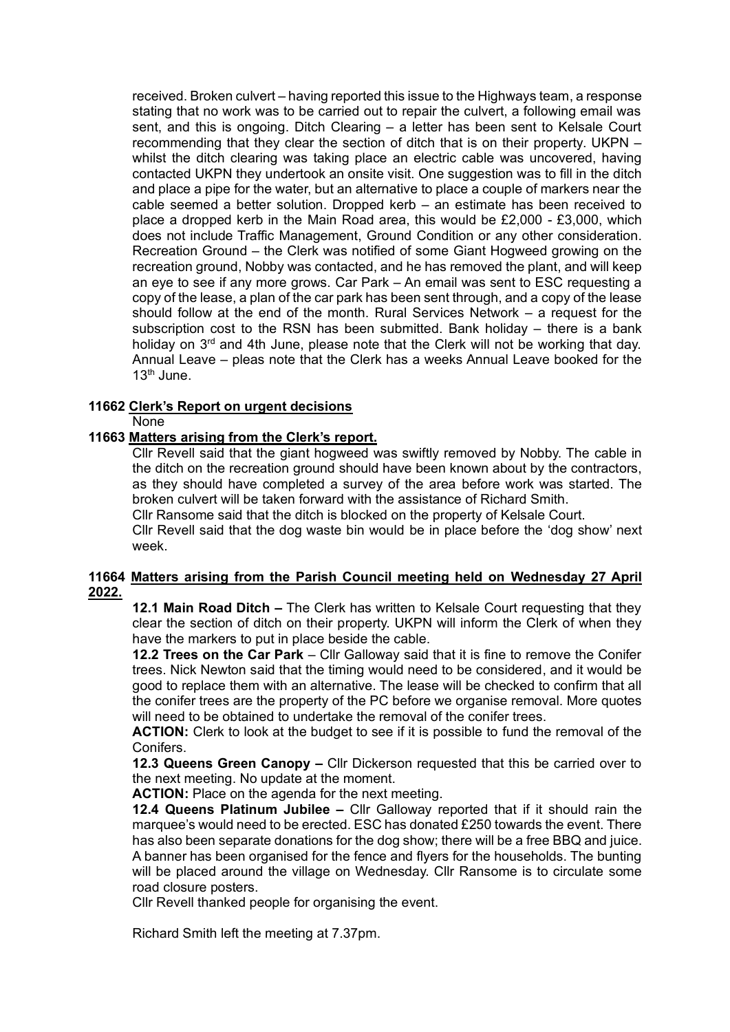received. Broken culvert – having reported this issue to the Highways team, a response stating that no work was to be carried out to repair the culvert, a following email was sent, and this is ongoing. Ditch Clearing – a letter has been sent to Kelsale Court recommending that they clear the section of ditch that is on their property. UKPN – whilst the ditch clearing was taking place an electric cable was uncovered, having contacted UKPN they undertook an onsite visit. One suggestion was to fill in the ditch and place a pipe for the water, but an alternative to place a couple of markers near the cable seemed a better solution. Dropped kerb – an estimate has been received to place a dropped kerb in the Main Road area, this would be £2,000 - £3,000, which does not include Traffic Management, Ground Condition or any other consideration. Recreation Ground – the Clerk was notified of some Giant Hogweed growing on the recreation ground, Nobby was contacted, and he has removed the plant, and will keep an eye to see if any more grows. Car Park – An email was sent to ESC requesting a copy of the lease, a plan of the car park has been sent through, and a copy of the lease should follow at the end of the month. Rural Services Network – a request for the subscription cost to the RSN has been submitted. Bank holiday – there is a bank holiday on 3rd and 4th June, please note that the Clerk will not be working that day. Annual Leave – pleas note that the Clerk has a weeks Annual Leave booked for the 13th June.

**11662 Clerk's Report on urgent decisions**

None

**11663 Matters arising from the Clerk's report.**

Cllr Revell said that the giant hogweed was swiftly removed by Nobby. The cable in the ditch on the recreation ground should have been known about by the contractors, as they should have completed a survey of the area before work was started. The broken culvert will be taken forward with the assistance of Richard Smith.

Cllr Ransome said that the ditch is blocked on the property of Kelsale Court.

Cllr Revell said that the dog waste bin would be in place before the 'dog show' next week.

**11664 Matters arising from the Parish Council meeting held on Wednesday 27 April 2022.**

**12.1 Main Road Ditch –** The Clerk has written to Kelsale Court requesting that they clear the section of ditch on their property. UKPN will inform the Clerk of when they have the markers to put in place beside the cable.

**12.2 Trees on the Car Park** – Cllr Galloway said that it is fine to remove the Conifer trees. Nick Newton said that the timing would need to be considered, and it would be good to replace them with an alternative. The lease will be checked to confirm that all the conifer trees are the property of the PC before we organise removal. More quotes will need to be obtained to undertake the removal of the conifer trees.

**ACTION:** Clerk to look at the budget to see if it is possible to fund the removal of the Conifers.

**12.3 Queens Green Canopy –** Cllr Dickerson requested that this be carried over to the next meeting. No update at the moment.

**ACTION:** Place on the agenda for the next meeting.

**12.4 Queens Platinum Jubilee –** Cllr Galloway reported that if it should rain the marquee's would need to be erected. ESC has donated £250 towards the event. There has also been separate donations for the dog show; there will be a free BBQ and juice. A banner has been organised for the fence and flyers for the households. The bunting will be placed around the village on Wednesday. Cllr Ransome is to circulate some road closure posters.

Cllr Revell thanked people for organising the event.

Richard Smith left the meeting at 7.37pm.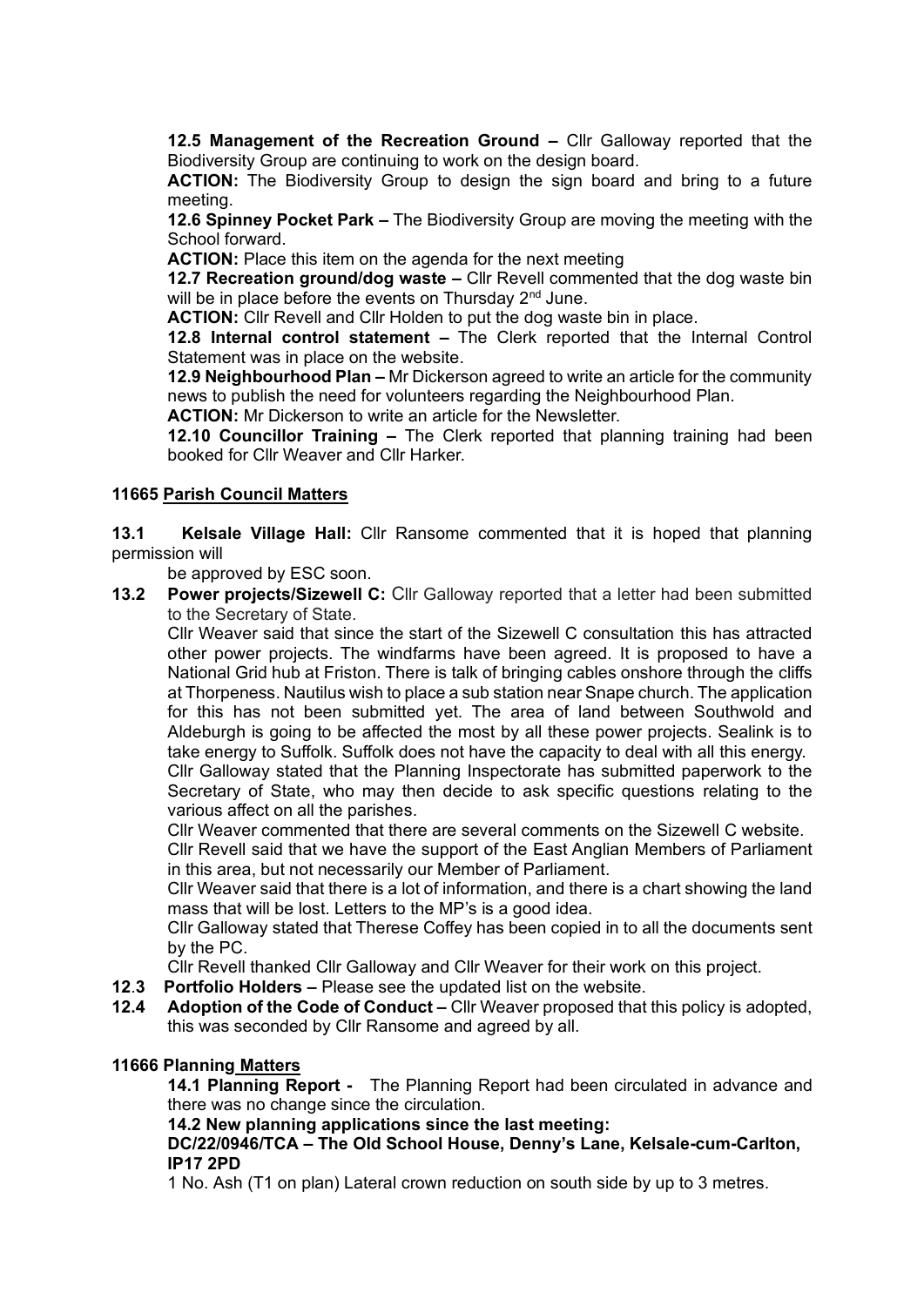**12.5 Management of the Recreation Ground –** Cllr Galloway reported that the Biodiversity Group are continuing to work on the design board.

**ACTION:** The Biodiversity Group to design the sign board and bring to a future meeting.

**12.6 Spinney Pocket Park –** The Biodiversity Group are moving the meeting with the School forward.

**ACTION:** Place this item on the agenda for the next meeting

**12.7 Recreation ground/dog waste –** Cllr Revell commented that the dog waste bin will be in place before the events on Thursday 2nd June.

**ACTION:** Cllr Revell and Cllr Holden to put the dog waste bin in place.

**12.8 Internal control statement –** The Clerk reported that the Internal Control Statement was in place on the website.

**12.9 Neighbourhood Plan –** Mr Dickerson agreed to write an article for the community news to publish the need for volunteers regarding the Neighbourhood Plan.

**ACTION:** Mr Dickerson to write an article for the Newsletter.

**12.10 Councillor Training –** The Clerk reported that planning training had been booked for Cllr Weaver and Cllr Harker.

**11665 Parish Council Matters**

**13.1 Kelsale Village Hall:** Cllr Ransome commented that it is hoped that planning permission will be approved by ESC soon.

**13.2 Power projects/Sizewell C:** Cllr Galloway reported that a letter had been submitted to the Secretary of State.

Cllr Weaver said that since the start of the Sizewell C consultation this has attracted other power projects. The windfarms have been agreed. It is proposed to have a National Grid hub at Friston. There is talk of bringing cables onshore through the cliffs at Thorpeness. Nautilus wish to place a sub station near Snape church. The application for this has not been submitted yet. The area of land between Southwold and Aldeburgh is going to be affected the most by all these power projects. Sealink is to take energy to Suffolk. Suffolk does not have the capacity to deal with all this energy.

Cllr Galloway stated that the Planning Inspectorate has submitted paperwork to the Secretary of State, who may then decide to ask specific questions relating to the various affect on all the parishes.

Cllr Weaver commented that there are several comments on the Sizewell C website.

Cllr Revell said that we have the support of the East Anglian Members of Parliament in this area, but not necessarily our Member of Parliament.

Cllr Weaver said that there is a lot of information, and there is a chart showing the land mass that will be lost. Letters to the MP's is a good idea.

Cllr Galloway stated that Therese Coffey has been copied in to all the documents sent by the PC.

Cllr Revell thanked Cllr Galloway and Cllr Weaver for their work on this project.

**12.3 Portfolio Holders –** Please see the updated list on the website.

**12.4 Adoption of the Code of Conduct –** Cllr Weaver proposed that this policy is adopted, this was seconded by Cllr Ransome and agreed by all.

**11666 Planning Matters**

**14.1 Planning Report -** The Planning Report had been circulated in advance and there was no change since the circulation.

**14.2 New planning applications since the last meeting:**

**DC/22/0946/TCA – The Old School House, Denny's Lane, Kelsale-cum-Carlton, IP17 2PD**

1 No. Ash (T1 on plan) Lateral crown reduction on south side by up to 3 metres.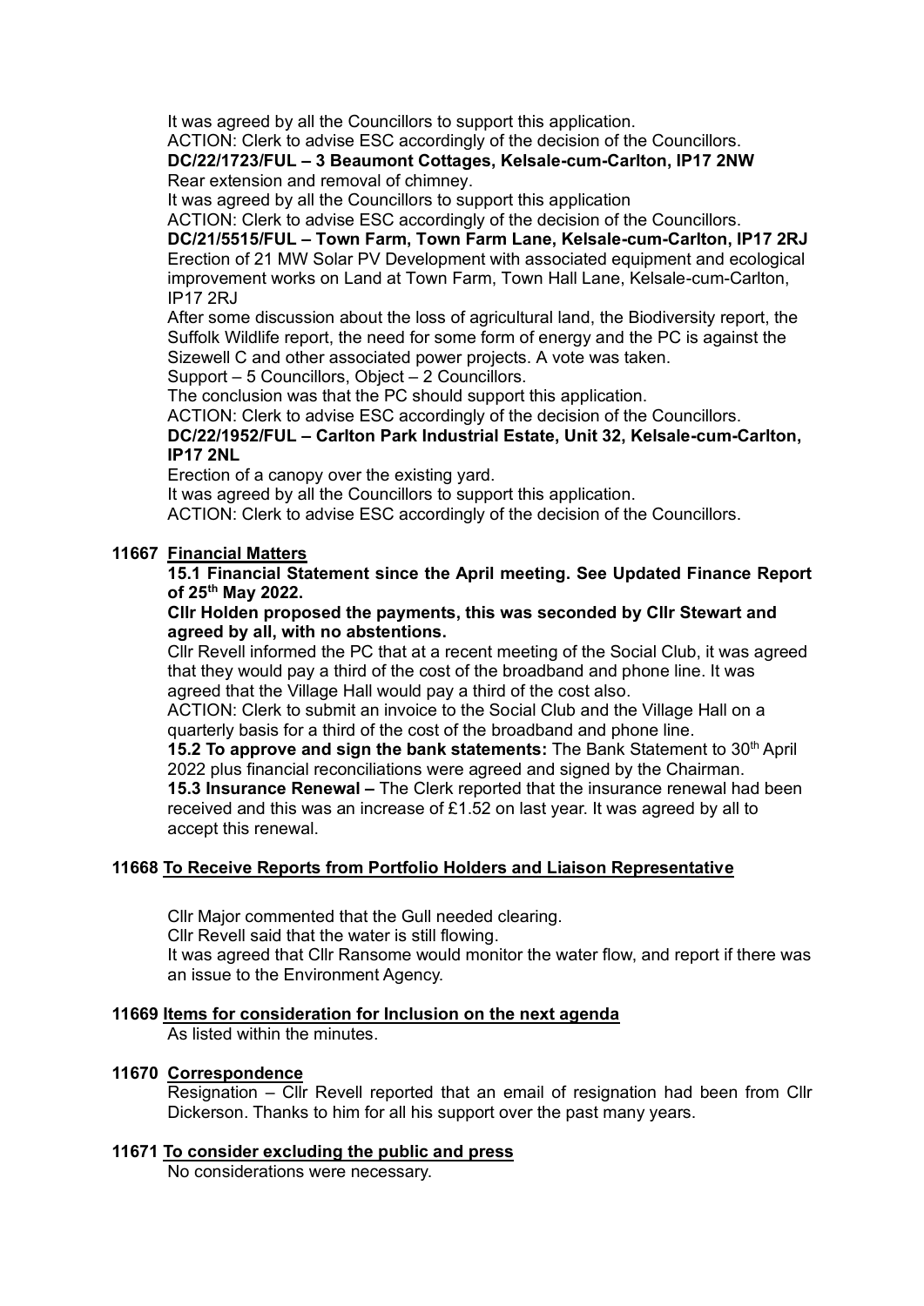It was agreed by all the Councillors to support this application.
ACTION: Clerk to advise ESC accordingly of the decision of the Councillors.

**DC/22/1723/FUL – 3 Beaumont Cottages, Kelsale-cum-Carlton, IP17 2NW**
Rear extension and removal of chimney.
It was agreed by all the Councillors to support this application
ACTION: Clerk to advise ESC accordingly of the decision of the Councillors.

**DC/21/5515/FUL – Town Farm, Town Farm Lane, Kelsale-cum-Carlton, IP17 2RJ**
Erection of 21 MW Solar PV Development with associated equipment and ecological improvement works on Land at Town Farm, Town Hall Lane, Kelsale-cum-Carlton, IP17 2RJ
After some discussion about the loss of agricultural land, the Biodiversity report, the Suffolk Wildlife report, the need for some form of energy and the PC is against the Sizewell C and other associated power projects. A vote was taken.
Support – 5 Councillors, Object – 2 Councillors.
The conclusion was that the PC should support this application.
ACTION: Clerk to advise ESC accordingly of the decision of the Councillors.

**DC/22/1952/FUL – Carlton Park Industrial Estate, Unit 32, Kelsale-cum-Carlton, IP17 2NL**
Erection of a canopy over the existing yard.
It was agreed by all the Councillors to support this application.
ACTION: Clerk to advise ESC accordingly of the decision of the Councillors.

## 11667 Financial Matters

**15.1 Financial Statement since the April meeting. See Updated Finance Report of 25th May 2022.**

**Cllr Holden proposed the payments, this was seconded by Cllr Stewart and agreed by all, with no abstentions.**

Cllr Revell informed the PC that at a recent meeting of the Social Club, it was agreed that they would pay a third of the cost of the broadband and phone line. It was agreed that the Village Hall would pay a third of the cost also.
ACTION: Clerk to submit an invoice to the Social Club and the Village Hall on a quarterly basis for a third of the cost of the broadband and phone line.

**15.2 To approve and sign the bank statements:** The Bank Statement to 30th April 2022 plus financial reconciliations were agreed and signed by the Chairman.

**15.3 Insurance Renewal –** The Clerk reported that the insurance renewal had been received and this was an increase of £1.52 on last year. It was agreed by all to accept this renewal.

## 11668 To Receive Reports from Portfolio Holders and Liaison Representative

Cllr Major commented that the Gull needed clearing.
Cllr Revell said that the water is still flowing.
It was agreed that Cllr Ransome would monitor the water flow, and report if there was an issue to the Environment Agency.

## 11669 Items for consideration for Inclusion on the next agenda

As listed within the minutes.

## 11670 Correspondence

Resignation – Cllr Revell reported that an email of resignation had been from Cllr Dickerson. Thanks to him for all his support over the past many years.

## 11671 To consider excluding the public and press

No considerations were necessary.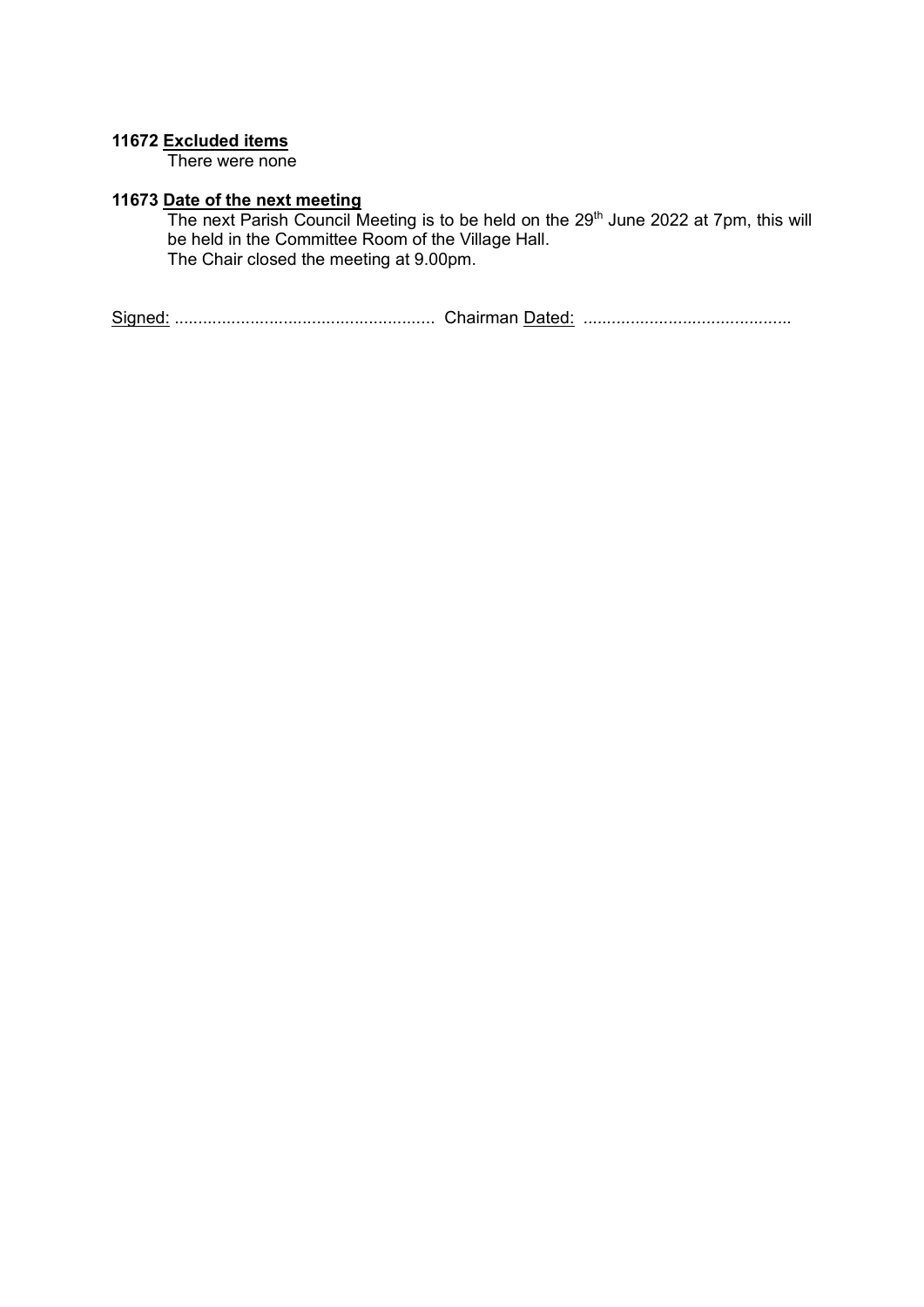**11672 Excluded items**

There were none

**11673 Date of the next meeting**

The next Parish Council Meeting is to be held on the 29th June 2022 at 7pm, this will be held in the Committee Room of the Village Hall.
The Chair closed the meeting at 9.00pm.

Signed: ....................................................... Chairman Dated: ............................................